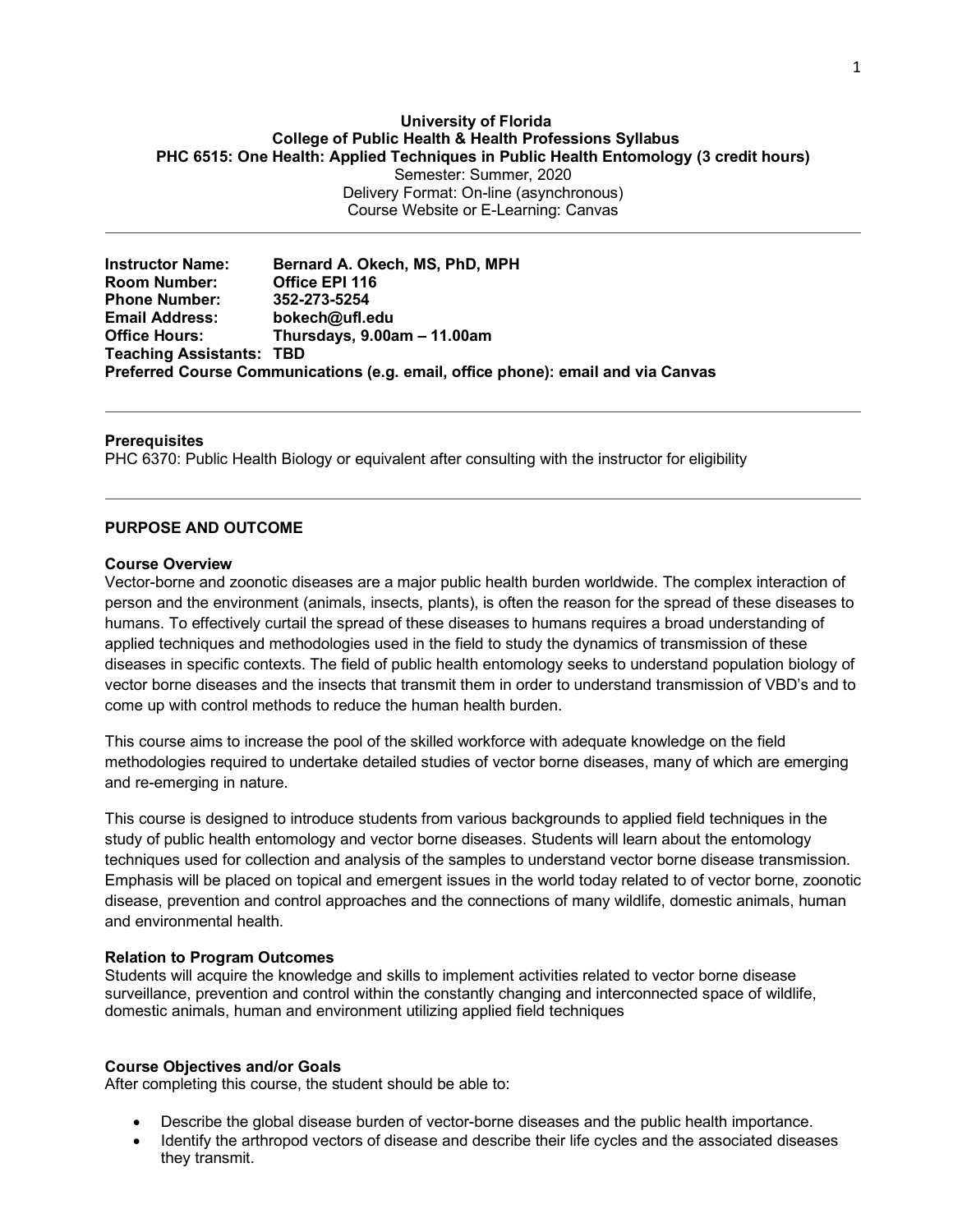**University of Florida**
**College of Public Health & Health Professions Syllabus**
**PHC 6515: One Health: Applied Techniques in Public Health Entomology (3 credit hours)**
Semester: Summer, 2020
Delivery Format: On-line (asynchronous)
Course Website or E-Learning: Canvas

---

**Instructor Name:** Bernard A. Okech, MS, PhD, MPH
**Room Number:** Office EPI 116
**Phone Number:** 352-273-5254
**Email Address:** bokech@ufl.edu
**Office Hours:** Thursdays, 9.00am – 11.00am
**Teaching Assistants:** TBD
**Preferred Course Communications (e.g. email, office phone): email and via Canvas**

---

**Prerequisites**
PHC 6370: Public Health Biology or equivalent after consulting with the instructor for eligibility

---

## PURPOSE AND OUTCOME

### Course Overview

Vector-borne and zoonotic diseases are a major public health burden worldwide. The complex interaction of person and the environment (animals, insects, plants), is often the reason for the spread of these diseases to humans. To effectively curtail the spread of these diseases to humans requires a broad understanding of applied techniques and methodologies used in the field to study the dynamics of transmission of these diseases in specific contexts. The field of public health entomology seeks to understand population biology of vector borne diseases and the insects that transmit them in order to understand transmission of VBD's and to come up with control methods to reduce the human health burden.

This course aims to increase the pool of the skilled workforce with adequate knowledge on the field methodologies required to undertake detailed studies of vector borne diseases, many of which are emerging and re-emerging in nature.

This course is designed to introduce students from various backgrounds to applied field techniques in the study of public health entomology and vector borne diseases. Students will learn about the entomology techniques used for collection and analysis of the samples to understand vector borne disease transmission. Emphasis will be placed on topical and emergent issues in the world today related to of vector borne, zoonotic disease, prevention and control approaches and the connections of many wildlife, domestic animals, human and environmental health.

### Relation to Program Outcomes

Students will acquire the knowledge and skills to implement activities related to vector borne disease surveillance, prevention and control within the constantly changing and interconnected space of wildlife, domestic animals, human and environment utilizing applied field techniques

### Course Objectives and/or Goals

After completing this course, the student should be able to:

- Describe the global disease burden of vector-borne diseases and the public health importance.
- Identify the arthropod vectors of disease and describe their life cycles and the associated diseases they transmit.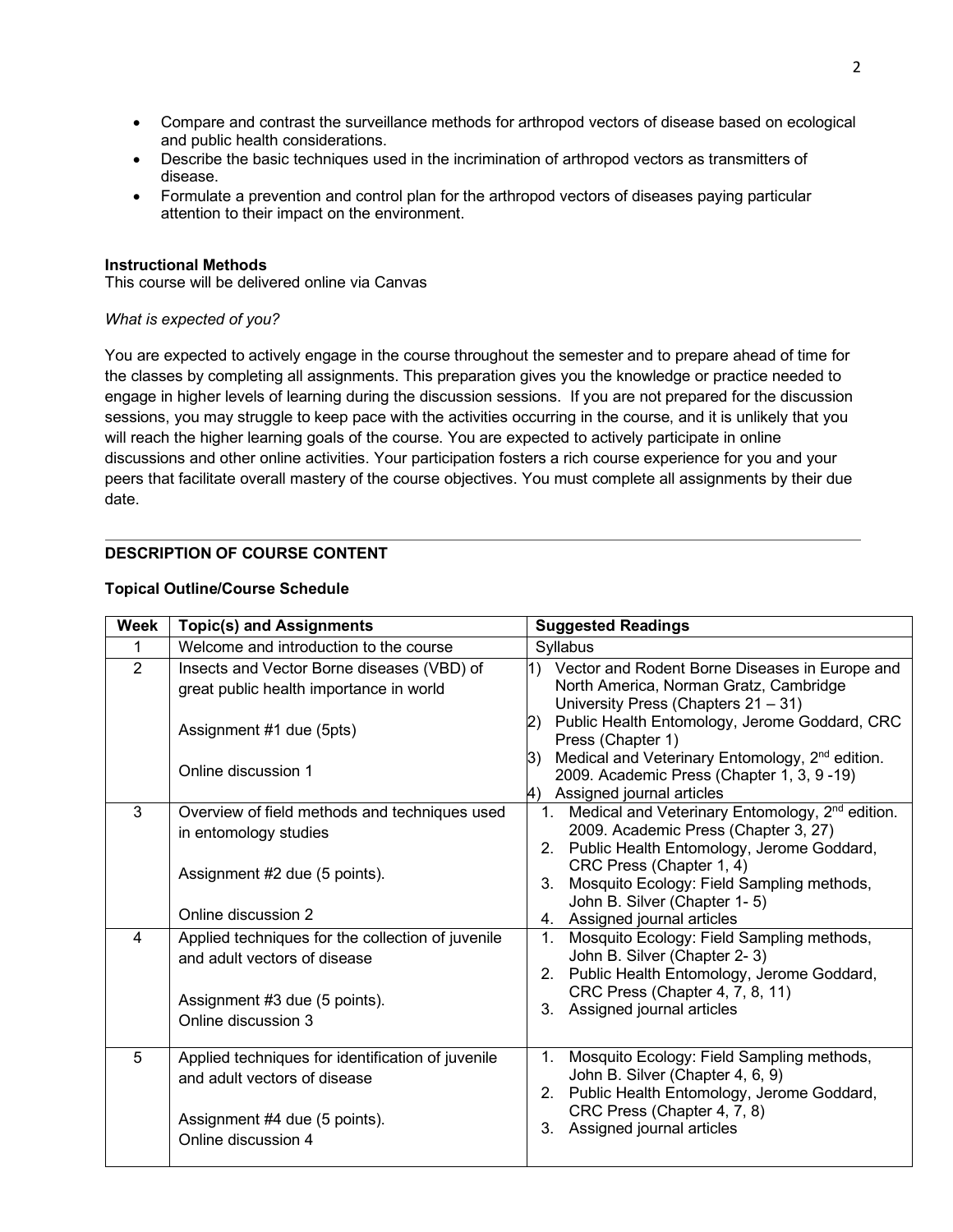- Compare and contrast the surveillance methods for arthropod vectors of disease based on ecological and public health considerations.
- Describe the basic techniques used in the incrimination of arthropod vectors as transmitters of disease.
- Formulate a prevention and control plan for the arthropod vectors of diseases paying particular attention to their impact on the environment.

**Instructional Methods**
This course will be delivered online via Canvas

*What is expected of you?*

You are expected to actively engage in the course throughout the semester and to prepare ahead of time for the classes by completing all assignments. This preparation gives you the knowledge or practice needed to engage in higher levels of learning during the discussion sessions. If you are not prepared for the discussion sessions, you may struggle to keep pace with the activities occurring in the course, and it is unlikely that you will reach the higher learning goals of the course. You are expected to actively participate in online discussions and other online activities. Your participation fosters a rich course experience for you and your peers that facilitate overall mastery of the course objectives. You must complete all assignments by their due date.

---

## DESCRIPTION OF COURSE CONTENT

### Topical Outline/Course Schedule

| Week | Topic(s) and Assignments | Suggested Readings |
|---|---|---|
| 1 | Welcome and introduction to the course | Syllabus |
| 2 | Insects and Vector Borne diseases (VBD) of great public health importance in world<br><br>Assignment #1 due (5pts)<br><br>Online discussion 1 | 1) Vector and Rodent Borne Diseases in Europe and North America, Norman Gratz, Cambridge University Press (Chapters 21 – 31)<br>2) Public Health Entomology, Jerome Goddard, CRC Press (Chapter 1)<br>3) Medical and Veterinary Entomology, 2nd edition. 2009. Academic Press (Chapter 1, 3, 9 -19)<br>4) Assigned journal articles |
| 3 | Overview of field methods and techniques used in entomology studies<br><br>Assignment #2 due (5 points).<br><br>Online discussion 2 | 1. Medical and Veterinary Entomology, 2nd edition. 2009. Academic Press (Chapter 3, 27)<br>2. Public Health Entomology, Jerome Goddard, CRC Press (Chapter 1, 4)<br>3. Mosquito Ecology: Field Sampling methods, John B. Silver (Chapter 1- 5)<br>4. Assigned journal articles |
| 4 | Applied techniques for the collection of juvenile and adult vectors of disease<br><br>Assignment #3 due (5 points).<br>Online discussion 3 | 1. Mosquito Ecology: Field Sampling methods, John B. Silver (Chapter 2- 3)<br>2. Public Health Entomology, Jerome Goddard, CRC Press (Chapter 4, 7, 8, 11)<br>3. Assigned journal articles |
| 5 | Applied techniques for identification of juvenile and adult vectors of disease<br><br>Assignment #4 due (5 points).<br>Online discussion 4 | 1. Mosquito Ecology: Field Sampling methods, John B. Silver (Chapter 4, 6, 9)<br>2. Public Health Entomology, Jerome Goddard, CRC Press (Chapter 4, 7, 8)<br>3. Assigned journal articles |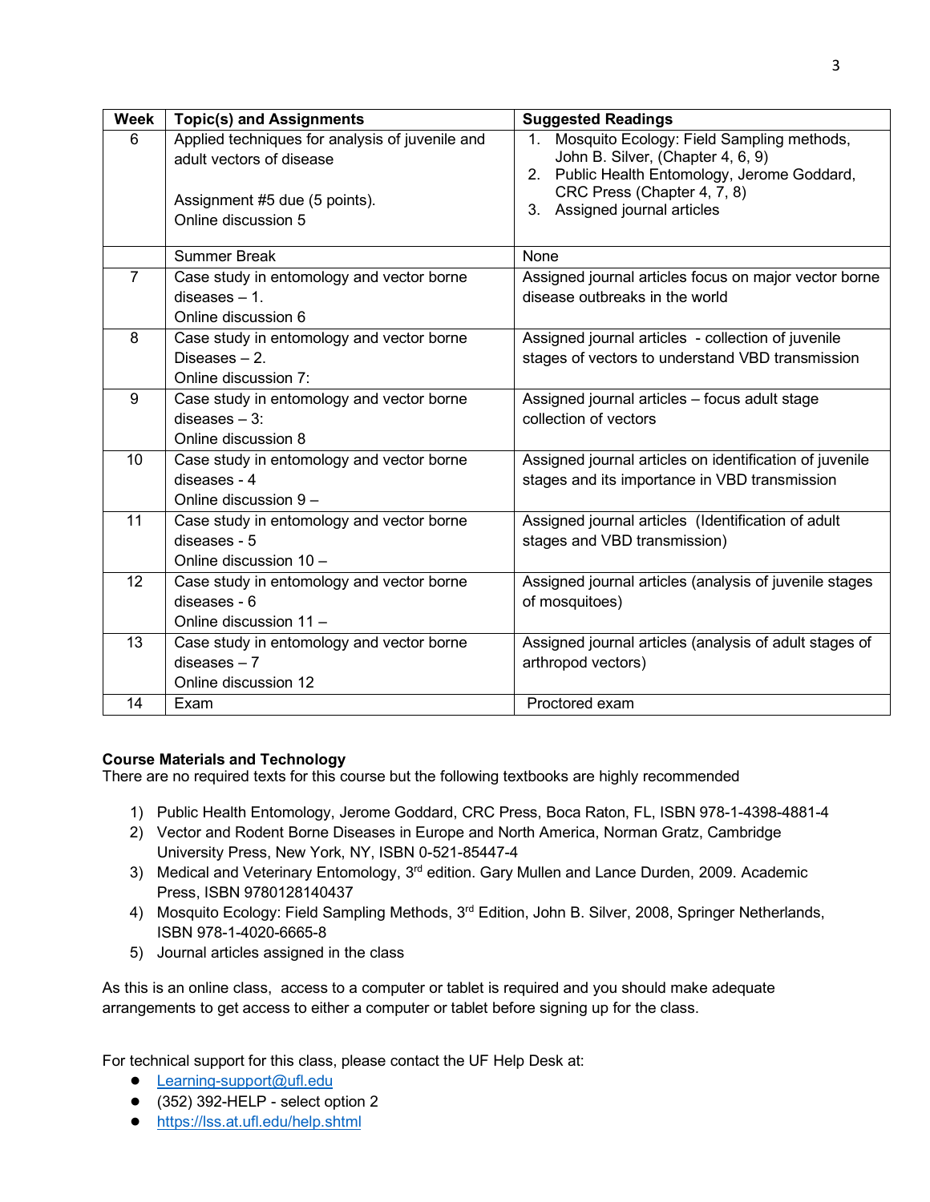| Week | Topic(s) and Assignments | Suggested Readings |
| --- | --- | --- |
| 6 | Applied techniques for analysis of juvenile and adult vectors of disease<br><br>Assignment #5 due (5 points).<br>Online discussion 5 | 1. Mosquito Ecology: Field Sampling methods, John B. Silver, (Chapter 4, 6, 9)<br>2. Public Health Entomology, Jerome Goddard, CRC Press (Chapter 4, 7, 8)<br>3. Assigned journal articles |
| | Summer Break | None |
| 7 | Case study in entomology and vector borne diseases – 1.<br>Online discussion 6 | Assigned journal articles focus on major vector borne disease outbreaks in the world |
| 8 | Case study in entomology and vector borne Diseases – 2.<br>Online discussion 7: | Assigned journal articles - collection of juvenile stages of vectors to understand VBD transmission |
| 9 | Case study in entomology and vector borne diseases – 3:<br>Online discussion 8 | Assigned journal articles – focus adult stage collection of vectors |
| 10 | Case study in entomology and vector borne diseases - 4<br>Online discussion 9 – | Assigned journal articles on identification of juvenile stages and its importance in VBD transmission |
| 11 | Case study in entomology and vector borne diseases - 5<br>Online discussion 10 – | Assigned journal articles (Identification of adult stages and VBD transmission) |
| 12 | Case study in entomology and vector borne diseases - 6<br>Online discussion 11 – | Assigned journal articles (analysis of juvenile stages of mosquitoes) |
| 13 | Case study in entomology and vector borne diseases – 7<br>Online discussion 12 | Assigned journal articles (analysis of adult stages of arthropod vectors) |
| 14 | Exam | Proctored exam |

**Course Materials and Technology**

There are no required texts for this course but the following textbooks are highly recommended

1) Public Health Entomology, Jerome Goddard, CRC Press, Boca Raton, FL, ISBN 978-1-4398-4881-4
2) Vector and Rodent Borne Diseases in Europe and North America, Norman Gratz, Cambridge University Press, New York, NY, ISBN 0-521-85447-4
3) Medical and Veterinary Entomology, 3rd edition. Gary Mullen and Lance Durden, 2009. Academic Press, ISBN 9780128140437
4) Mosquito Ecology: Field Sampling Methods, 3rd Edition, John B. Silver, 2008, Springer Netherlands, ISBN 978-1-4020-6665-8
5) Journal articles assigned in the class

As this is an online class, access to a computer or tablet is required and you should make adequate arrangements to get access to either a computer or tablet before signing up for the class.

For technical support for this class, please contact the UF Help Desk at:

- Learning-support@ufl.edu
- (352) 392-HELP - select option 2
- https://lss.at.ufl.edu/help.shtml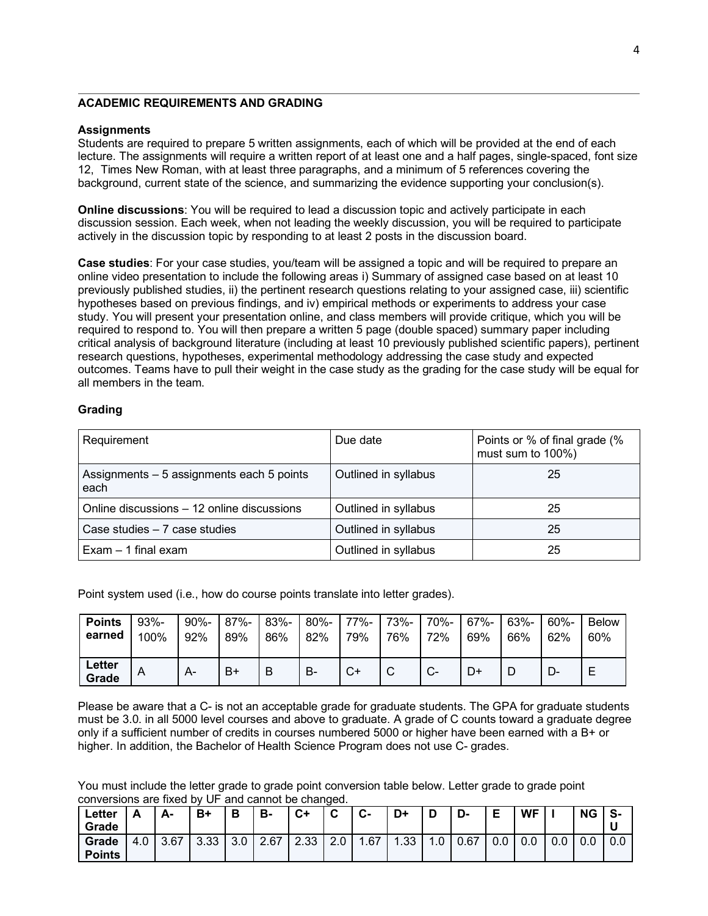## ACADEMIC REQUIREMENTS AND GRADING

### Assignments

Students are required to prepare 5 written assignments, each of which will be provided at the end of each lecture. The assignments will require a written report of at least one and a half pages, single-spaced, font size 12, Times New Roman, with at least three paragraphs, and a minimum of 5 references covering the background, current state of the science, and summarizing the evidence supporting your conclusion(s).

**Online discussions**: You will be required to lead a discussion topic and actively participate in each discussion session. Each week, when not leading the weekly discussion, you will be required to participate actively in the discussion topic by responding to at least 2 posts in the discussion board.

**Case studies**: For your case studies, you/team will be assigned a topic and will be required to prepare an online video presentation to include the following areas i) Summary of assigned case based on at least 10 previously published studies, ii) the pertinent research questions relating to your assigned case, iii) scientific hypotheses based on previous findings, and iv) empirical methods or experiments to address your case study. You will present your presentation online, and class members will provide critique, which you will be required to respond to. You will then prepare a written 5 page (double spaced) summary paper including critical analysis of background literature (including at least 10 previously published scientific papers), pertinent research questions, hypotheses, experimental methodology addressing the case study and expected outcomes. Teams have to pull their weight in the case study as the grading for the case study will be equal for all members in the team.

### Grading

| Requirement | Due date | Points or % of final grade (% must sum to 100%) |
|---|---|---|
| Assignments – 5 assignments each 5 points each | Outlined in syllabus | 25 |
| Online discussions – 12 online discussions | Outlined in syllabus | 25 |
| Case studies – 7 case studies | Outlined in syllabus | 25 |
| Exam – 1 final exam | Outlined in syllabus | 25 |

Point system used (i.e., how do course points translate into letter grades).

| Points earned | 93%-100% | 90%-92% | 87%-89% | 83%-86% | 80%-82% | 77%-79% | 73%-76% | 70%-72% | 67%-69% | 63%-66% | 60%-62% | Below 60% |
|---|---|---|---|---|---|---|---|---|---|---|---|---|
| Letter Grade | A | A- | B+ | B | B- | C+ | C | C- | D+ | D | D- | E |

Please be aware that a C- is not an acceptable grade for graduate students. The GPA for graduate students must be 3.0. in all 5000 level courses and above to graduate. A grade of C counts toward a graduate degree only if a sufficient number of credits in courses numbered 5000 or higher have been earned with a B+ or higher. In addition, the Bachelor of Health Science Program does not use C- grades.

You must include the letter grade to grade point conversion table below. Letter grade to grade point conversions are fixed by UF and cannot be changed.

| Letter Grade | A | A- | B+ | B | B- | C+ | C | C- | D+ | D | D- | E | WF | I | NG | S-U |
|---|---|---|---|---|---|---|---|---|---|---|---|---|---|---|---|---|
| Grade Points | 4.0 | 3.67 | 3.33 | 3.0 | 2.67 | 2.33 | 2.0 | 1.67 | 1.33 | 1.0 | 0.67 | 0.0 | 0.0 | 0.0 | 0.0 | 0.0 |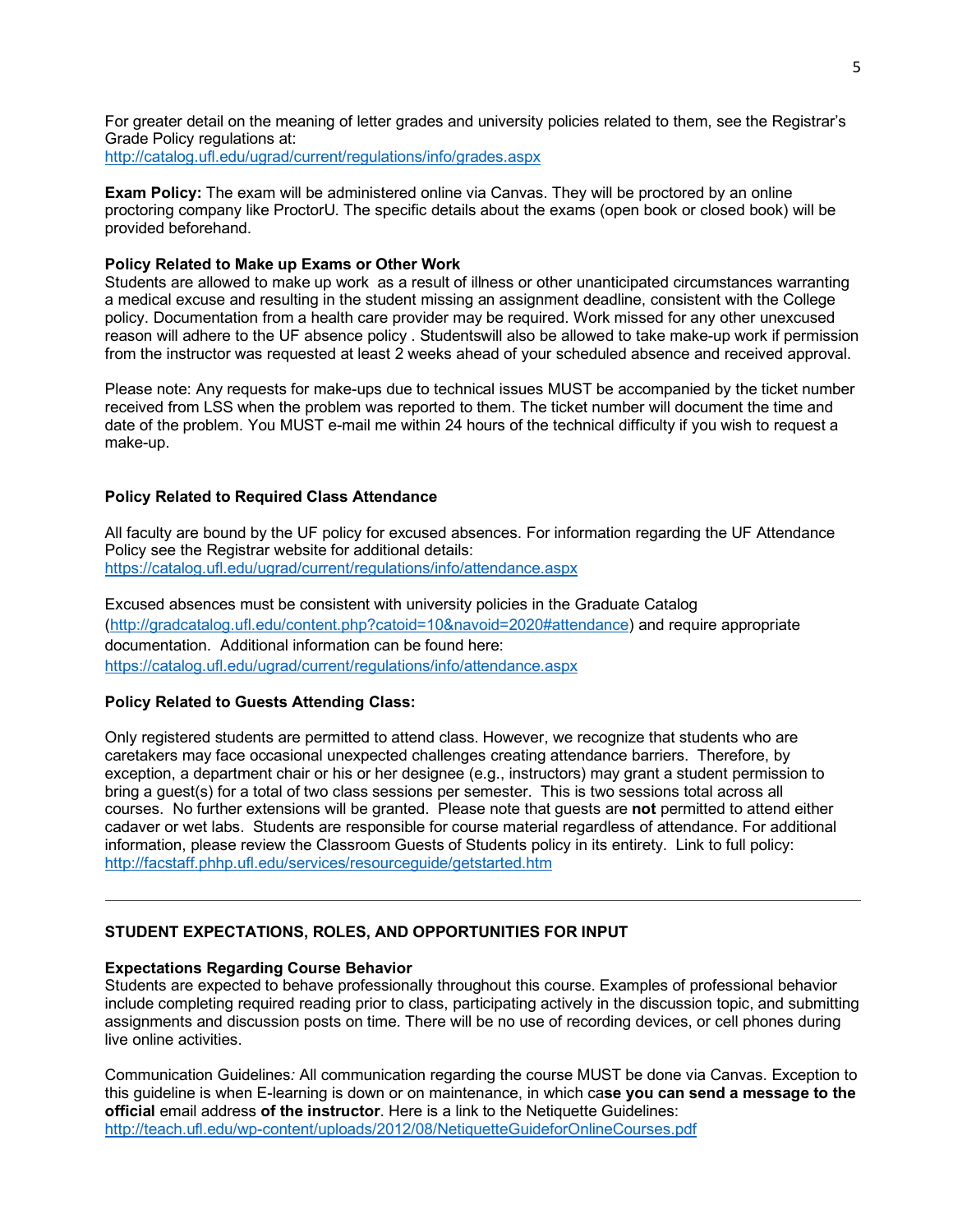For greater detail on the meaning of letter grades and university policies related to them, see the Registrar's Grade Policy regulations at:
http://catalog.ufl.edu/ugrad/current/regulations/info/grades.aspx

**Exam Policy:** The exam will be administered online via Canvas. They will be proctored by an online proctoring company like ProctorU. The specific details about the exams (open book or closed book) will be provided beforehand.

**Policy Related to Make up Exams or Other Work**

Students are allowed to make up work as a result of illness or other unanticipated circumstances warranting a medical excuse and resulting in the student missing an assignment deadline, consistent with the College policy. Documentation from a health care provider may be required. Work missed for any other unexcused reason will adhere to the UF absence policy . Studentswill also be allowed to take make-up work if permission from the instructor was requested at least 2 weeks ahead of your scheduled absence and received approval.

Please note: Any requests for make-ups due to technical issues MUST be accompanied by the ticket number received from LSS when the problem was reported to them. The ticket number will document the time and date of the problem. You MUST e-mail me within 24 hours of the technical difficulty if you wish to request a make-up.

**Policy Related to Required Class Attendance**

All faculty are bound by the UF policy for excused absences. For information regarding the UF Attendance Policy see the Registrar website for additional details:
https://catalog.ufl.edu/ugrad/current/regulations/info/attendance.aspx

Excused absences must be consistent with university policies in the Graduate Catalog (http://gradcatalog.ufl.edu/content.php?catoid=10&navoid=2020#attendance) and require appropriate documentation. Additional information can be found here:
https://catalog.ufl.edu/ugrad/current/regulations/info/attendance.aspx

**Policy Related to Guests Attending Class:**

Only registered students are permitted to attend class. However, we recognize that students who are caretakers may face occasional unexpected challenges creating attendance barriers. Therefore, by exception, a department chair or his or her designee (e.g., instructors) may grant a student permission to bring a guest(s) for a total of two class sessions per semester. This is two sessions total across all courses. No further extensions will be granted. Please note that guests are **not** permitted to attend either cadaver or wet labs. Students are responsible for course material regardless of attendance. For additional information, please review the Classroom Guests of Students policy in its entirety. Link to full policy:
http://facstaff.phhp.ufl.edu/services/resourceguide/getstarted.htm

---

**STUDENT EXPECTATIONS, ROLES, AND OPPORTUNITIES FOR INPUT**

**Expectations Regarding Course Behavior**

Students are expected to behave professionally throughout this course. Examples of professional behavior include completing required reading prior to class, participating actively in the discussion topic, and submitting assignments and discussion posts on time. There will be no use of recording devices, or cell phones during live online activities.

Communication Guidelines*:* All communication regarding the course MUST be done via Canvas. Exception to this guideline is when E-learning is down or on maintenance, in which ca**se you can send a message to the official** email address **of the instructor**. Here is a link to the Netiquette Guidelines:
http://teach.ufl.edu/wp-content/uploads/2012/08/NetiquetteGuideforOnlineCourses.pdf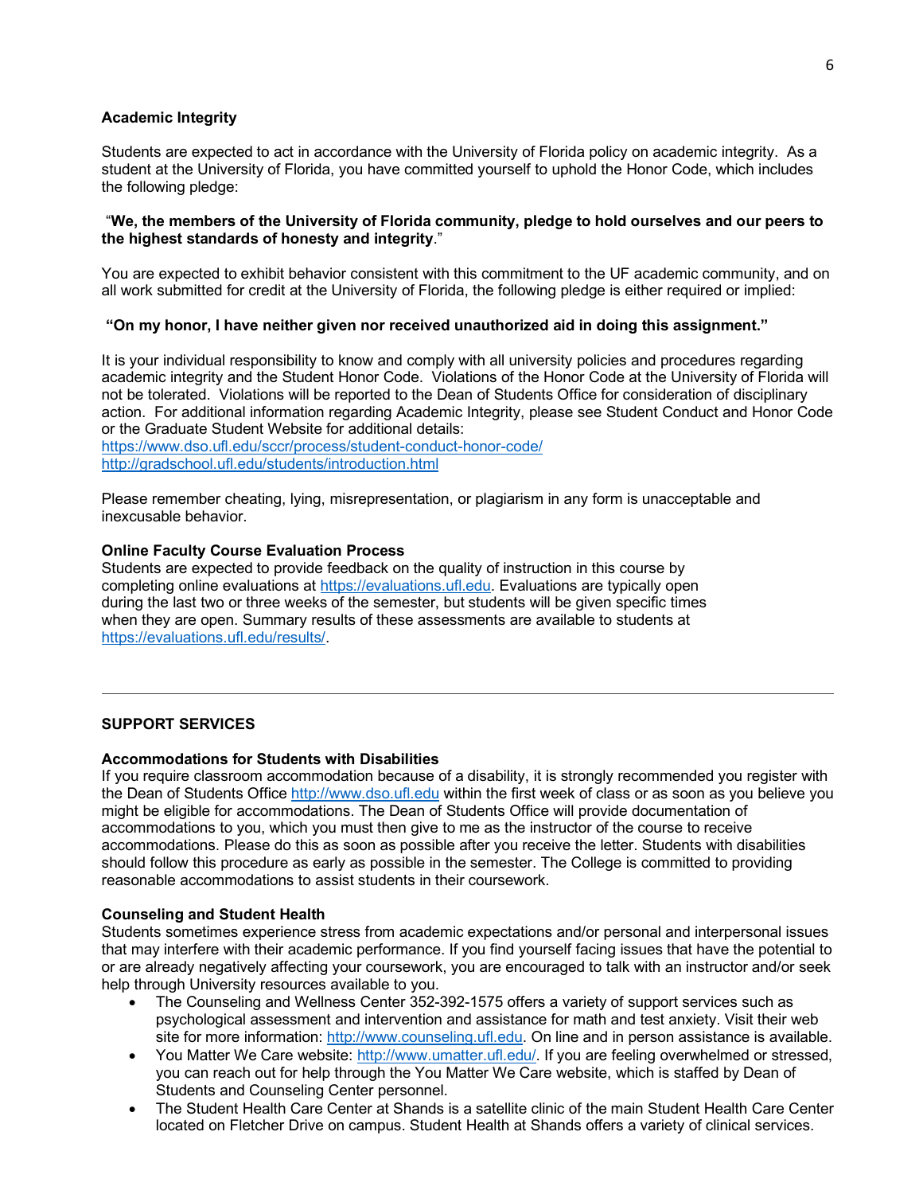**Academic Integrity**

Students are expected to act in accordance with the University of Florida policy on academic integrity. As a student at the University of Florida, you have committed yourself to uphold the Honor Code, which includes the following pledge:

"**We, the members of the University of Florida community, pledge to hold ourselves and our peers to the highest standards of honesty and integrity**."

You are expected to exhibit behavior consistent with this commitment to the UF academic community, and on all work submitted for credit at the University of Florida, the following pledge is either required or implied:

**"On my honor, I have neither given nor received unauthorized aid in doing this assignment."**

It is your individual responsibility to know and comply with all university policies and procedures regarding academic integrity and the Student Honor Code. Violations of the Honor Code at the University of Florida will not be tolerated. Violations will be reported to the Dean of Students Office for consideration of disciplinary action. For additional information regarding Academic Integrity, please see Student Conduct and Honor Code or the Graduate Student Website for additional details:
https://www.dso.ufl.edu/sccr/process/student-conduct-honor-code/
http://gradschool.ufl.edu/students/introduction.html

Please remember cheating, lying, misrepresentation, or plagiarism in any form is unacceptable and inexcusable behavior.

**Online Faculty Course Evaluation Process**
Students are expected to provide feedback on the quality of instruction in this course by completing online evaluations at https://evaluations.ufl.edu. Evaluations are typically open during the last two or three weeks of the semester, but students will be given specific times when they are open. Summary results of these assessments are available to students at https://evaluations.ufl.edu/results/.

---

**SUPPORT SERVICES**

**Accommodations for Students with Disabilities**
If you require classroom accommodation because of a disability, it is strongly recommended you register with the Dean of Students Office http://www.dso.ufl.edu within the first week of class or as soon as you believe you might be eligible for accommodations. The Dean of Students Office will provide documentation of accommodations to you, which you must then give to me as the instructor of the course to receive accommodations. Please do this as soon as possible after you receive the letter. Students with disabilities should follow this procedure as early as possible in the semester. The College is committed to providing reasonable accommodations to assist students in their coursework.

**Counseling and Student Health**
Students sometimes experience stress from academic expectations and/or personal and interpersonal issues that may interfere with their academic performance. If you find yourself facing issues that have the potential to or are already negatively affecting your coursework, you are encouraged to talk with an instructor and/or seek help through University resources available to you.

- The Counseling and Wellness Center 352-392-1575 offers a variety of support services such as psychological assessment and intervention and assistance for math and test anxiety. Visit their web site for more information: http://www.counseling.ufl.edu. On line and in person assistance is available.
- You Matter We Care website: http://www.umatter.ufl.edu/. If you are feeling overwhelmed or stressed, you can reach out for help through the You Matter We Care website, which is staffed by Dean of Students and Counseling Center personnel.
- The Student Health Care Center at Shands is a satellite clinic of the main Student Health Care Center located on Fletcher Drive on campus. Student Health at Shands offers a variety of clinical services.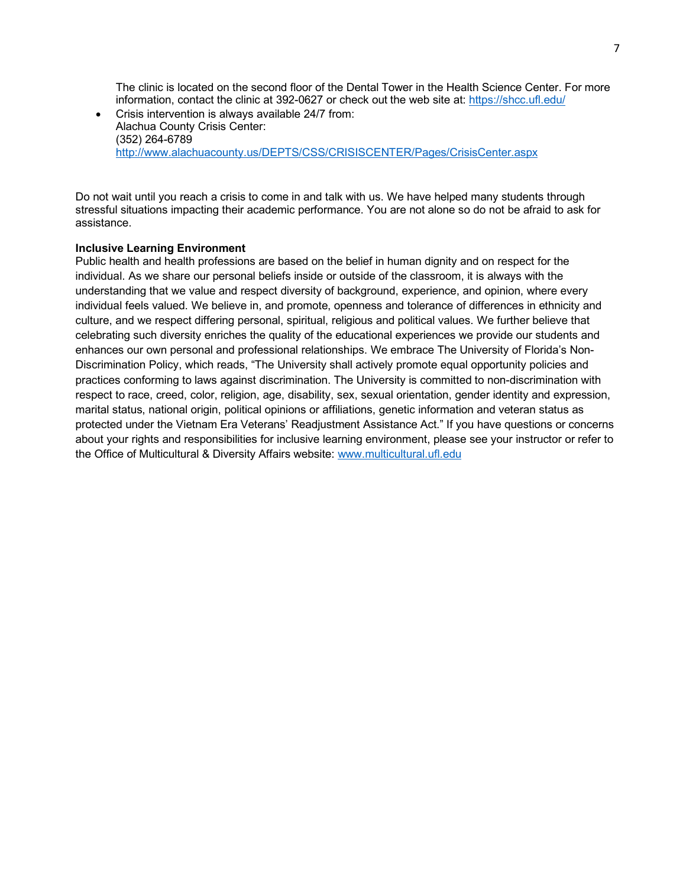The clinic is located on the second floor of the Dental Tower in the Health Science Center. For more information, contact the clinic at 392-0627 or check out the web site at: https://shcc.ufl.edu/

- Crisis intervention is always available 24/7 from:
  Alachua County Crisis Center:
  (352) 264-6789
  http://www.alachuacounty.us/DEPTS/CSS/CRISISCENTER/Pages/CrisisCenter.aspx

Do not wait until you reach a crisis to come in and talk with us. We have helped many students through stressful situations impacting their academic performance. You are not alone so do not be afraid to ask for assistance.

**Inclusive Learning Environment**

Public health and health professions are based on the belief in human dignity and on respect for the individual. As we share our personal beliefs inside or outside of the classroom, it is always with the understanding that we value and respect diversity of background, experience, and opinion, where every individual feels valued. We believe in, and promote, openness and tolerance of differences in ethnicity and culture, and we respect differing personal, spiritual, religious and political values. We further believe that celebrating such diversity enriches the quality of the educational experiences we provide our students and enhances our own personal and professional relationships. We embrace The University of Florida's Non-Discrimination Policy, which reads, "The University shall actively promote equal opportunity policies and practices conforming to laws against discrimination. The University is committed to non-discrimination with respect to race, creed, color, religion, age, disability, sex, sexual orientation, gender identity and expression, marital status, national origin, political opinions or affiliations, genetic information and veteran status as protected under the Vietnam Era Veterans' Readjustment Assistance Act." If you have questions or concerns about your rights and responsibilities for inclusive learning environment, please see your instructor or refer to the Office of Multicultural & Diversity Affairs website: www.multicultural.ufl.edu